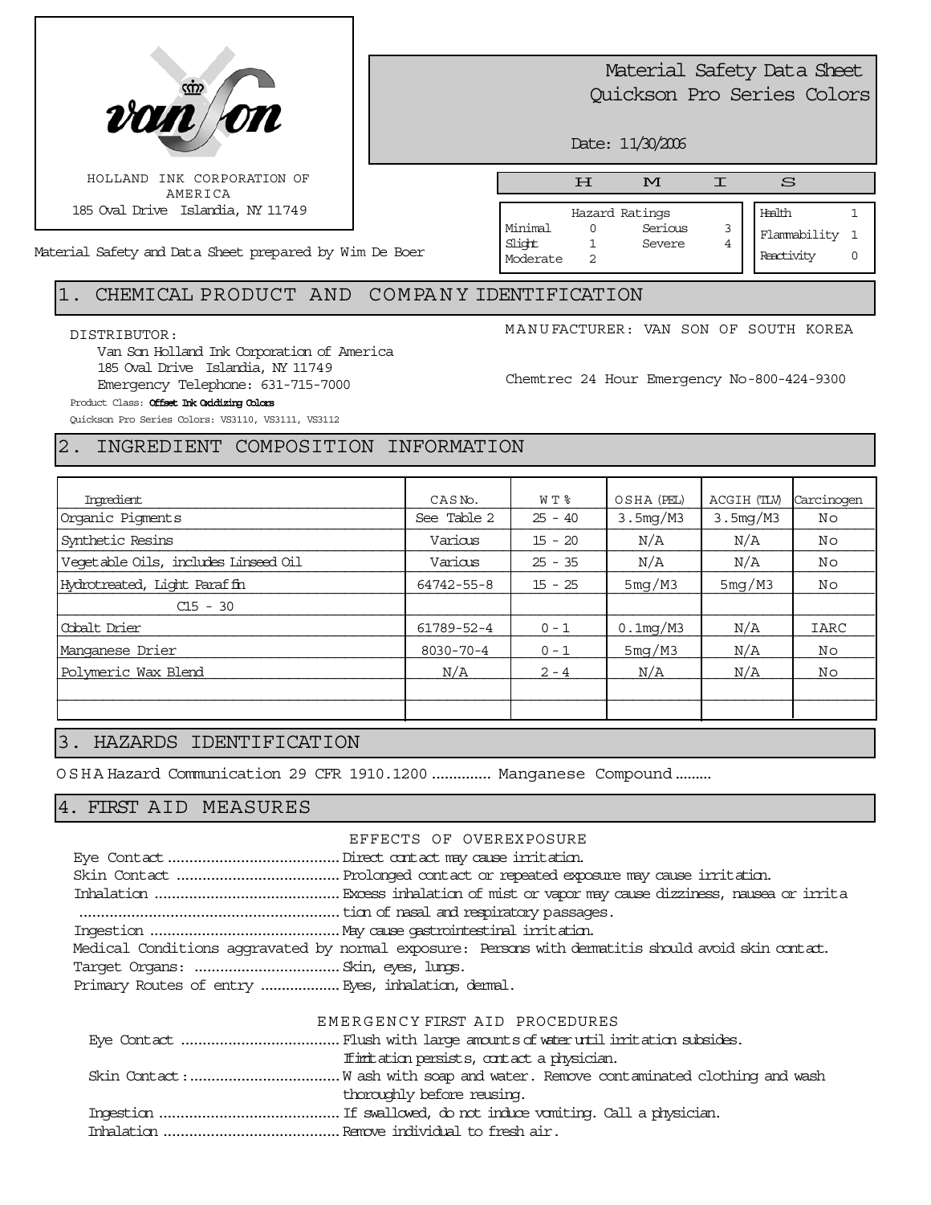HOLLAND INK CORPORATION OF AMERICA
185 Oval Drive Islandia, NY 11749

Material Safety and Data Sheet prepared by Wim De Boer

# Material Safety Data Sheet
# Quickson Pro Series Colors

Date: 11/30/2006

| H | M | I | S |
|---|---|---|---|

| Hazard Ratings | | | |
|---|---|---|---|
| Minimal | 0 | Serious | 3 |
| Slight | 1 | Severe | 4 |
| Moderate | 2 | | |

| | |
|---|---|
| Health | 1 |
| Flammability | 1 |
| Reactivity | 0 |

## 1. CHEMICAL PRODUCT AND COMPANY IDENTIFICATION

DISTRIBUTOR:
Van Son Holland Ink Corporation of America
185 Oval Drive Islandia, NY 11749
Emergency Telephone: 631-715-7000

MANUFACTURER: VAN SON OF SOUTH KOREA

Chemtrec 24 Hour Emergency No-800-424-9300

Product Class: **Offset Ink Oxidizing Colors**

Quickson Pro Series Colors: VS3110, VS3111, VS3112

## 2. INGREDIENT COMPOSITION INFORMATION

| Ingredient | CAS No. | WT % | OSHA (PEL) | ACGIH (TLV) | Carcinogen |
|---|---|---|---|---|---|
| Organic Pigments | See Table 2 | 25 - 40 | 3.5mg/M3 | 3.5mg/M3 | No |
| Synthetic Resins | Various | 15 - 20 | N/A | N/A | No |
| Vegetable Oils, includes Linseed Oil | Various | 25 - 35 | N/A | N/A | No |
| Hydrotreated, Light Paraffin C15 - 30 | 64742-55-8 | 15 - 25 | 5mg/M3 | 5mg/M3 | No |
| Cobalt Drier | 61789-52-4 | 0 - 1 | 0.1mg/M3 | N/A | IARC |
| Manganese Drier | 8030-70-4 | 0 - 1 | 5mg/M3 | N/A | No |
| Polymeric Wax Blend | N/A | 2 - 4 | N/A | N/A | No |

## 3. HAZARDS IDENTIFICATION

OSHA Hazard Communication 29 CFR 1910.1200 .............. Manganese Compound .........

## 4. FIRST AID MEASURES

EFFECTS OF OVEREXPOSURE

Eye Contact ........................................ Direct contact may cause irritation.
Skin Contact ...................................... Prolonged contact or repeated exposure may cause irritation.
Inhalation ........................................... Excess inhalation of mist or vapor may cause dizziness, nausea or irritation of nasal and respiratory passages.
Ingestion ............................................ May cause gastrointestinal irritation.
Medical Conditions aggravated by normal exposure: Persons with dermatitis should avoid skin contact.
Target Organs: .................................. Skin, eyes, lungs.
Primary Routes of entry .................. Eyes, inhalation, dermal.

EMERGENCY FIRST AID PROCEDURES

Eye Contact ..................................... Flush with large amounts of water until irritation subsides. If irritation persists, contact a physician.
Skin Contact: ................................... Wash with soap and water. Remove contaminated clothing and wash thoroughly before reusing.
Ingestion .......................................... If swallowed, do not induce vomiting. Call a physician.
Inhalation ......................................... Remove individual to fresh air.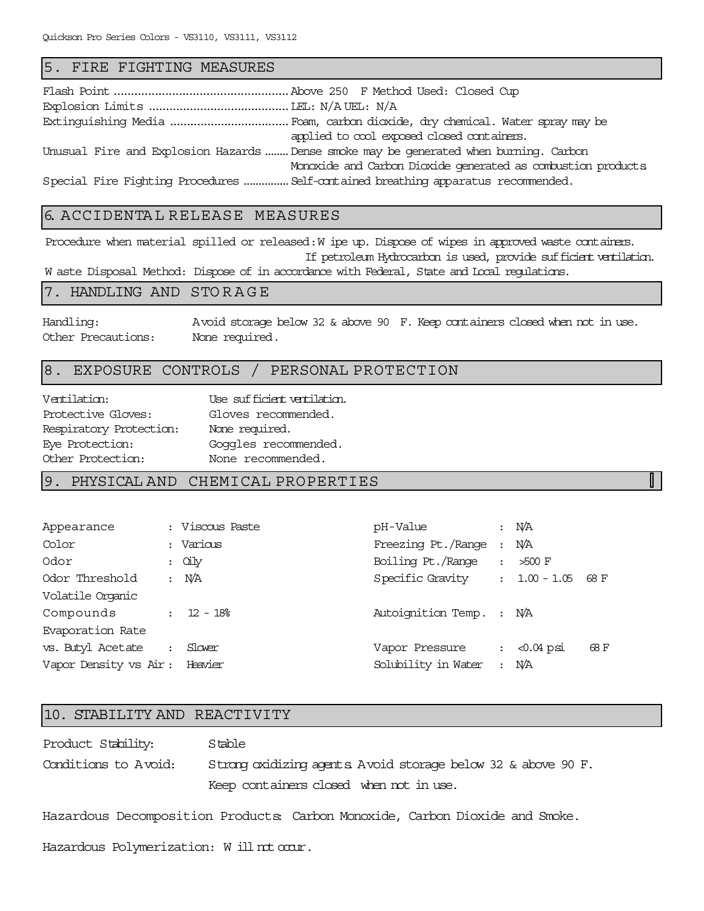## 5. FIRE FIGHTING MEASURES

Flash Point ................................................. Above 250 F Method Used: Closed Cup
Explosion Limits ........................................ LEL: N/A UEL: N/A
Extinguishing Media .................................. Foam, carbon dioxide, dry chemical. Water spray may be applied to cool exposed closed containers.
Unusual Fire and Explosion Hazards ........ Dense smoke may be generated when burning. Carbon Monoxide and Carbon Dioxide generated as combustion products
Special Fire Fighting Procedures .............. Self-contained breathing apparatus recommended.

## 6. ACCIDENTAL RELEASE MEASURES

Procedure when material spilled or released: Wipe up. Dispose of wipes in approved waste containers. If petroleum Hydrocarbon is used, provide sufficient ventilation.
Waste Disposal Method: Dispose of in accordance with Federal, State and Local regulations.

## 7. HANDLING AND STORAGE

Handling: Avoid storage below 32 & above 90 F. Keep containers closed when not in use.
Other Precautions: None required.

## 8. EXPOSURE CONTROLS / PERSONAL PROTECTION

Ventilation: Use sufficient ventilation.
Protective Gloves: Gloves recommended.
Respiratory Protection: None required.
Eye Protection: Goggles recommended.
Other Protection: None recommended.

## 9. PHYSICAL AND CHEMICAL PROPERTIES

| | | | |
|---|---|---|---|
| Appearance | : Viscous Paste | pH-Value | : N/A |
| Color | : Various | Freezing Pt./Range | : N/A |
| Odor | : Oily | Boiling Pt./Range | : >500 F |
| Odor Threshold | : N/A | Specific Gravity | : 1.00 - 1.05 68 F |
| Volatile Organic Compounds | : 12 - 18% | Autoignition Temp. | : N/A |
| Evaporation Rate vs. Butyl Acetate | : Slower | Vapor Pressure | : <0.04 psi 68 F |
| Vapor Density vs Air | : Heavier | Solubility in Water | : N/A |

## 10. STABILITY AND REACTIVITY

Product Stability: Stable
Conditions to Avoid: Strong oxidizing agents. Avoid storage below 32 & above 90 F. Keep containers closed when not in use.

Hazardous Decomposition Products: Carbon Monoxide, Carbon Dioxide and Smoke.

Hazardous Polymerization: Will not occur.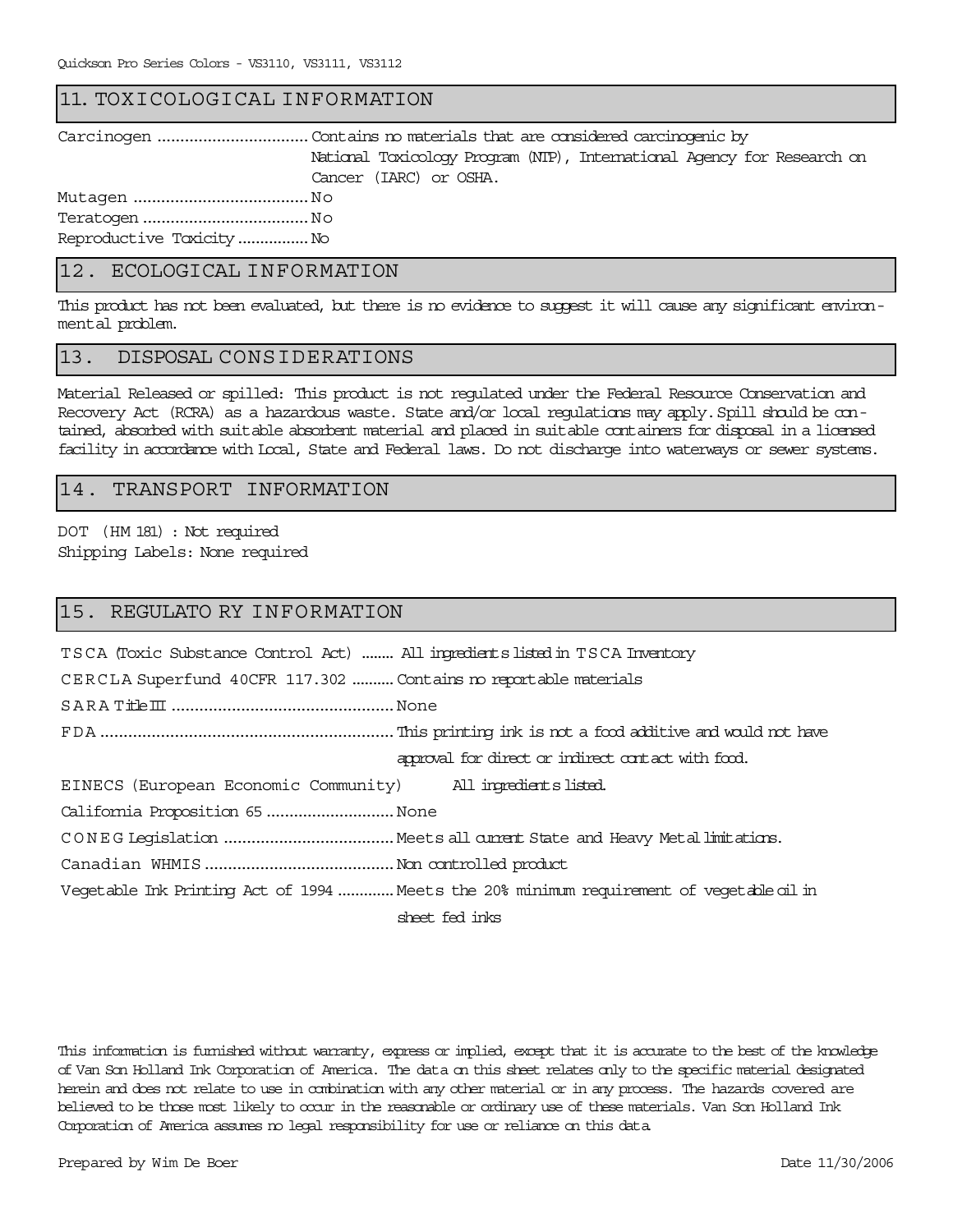## 11. TOXICOLOGICAL INFORMATION

Carcinogen ................................ Contains no materials that are considered carcinogenic by National Toxicology Program (NTP), International Agency for Research on Cancer (IARC) or OSHA.

Mutagen ..................................... No

Teratogen ................................... No

Reproductive Toxicity ............... No

## 12. ECOLOGICAL INFORMATION

This product has not been evaluated, but there is no evidence to suggest it will cause any significant environmental problem.

## 13. DISPOSAL CONSIDERATIONS

Material Released or spilled: This product is not regulated under the Federal Resource Conservation and Recovery Act (RCRA) as a hazardous waste. State and/or local regulations may apply. Spill should be contained, absorbed with suitable absorbent material and placed in suitable containers for disposal in a licensed facility in accordance with Local, State and Federal laws. Do not discharge into waterways or sewer systems.

## 14. TRANSPORT INFORMATION

DOT (HM 181) : Not required

Shipping Labels: None required

## 15. REGULATORY INFORMATION

TSCA (Toxic Substance Control Act) ........ All ingredients listed in TSCA Inventory

CERCLA Superfund 40CFR 117.302 .......... Contains no reportable materials

SARA Title III ............................................... None

FDA ............................................................ This printing ink is not a food additive and would not have approval for direct or indirect contact with food.

EINECS (European Economic Community) All ingredients listed.

California Proposition 65 ........................... None

CONEG Legislation .................................... Meets all current State and Heavy Metal limitations.

Canadian WHMIS ........................................ Non controlled product

Vegetable Ink Printing Act of 1994 ............ Meets the 20% minimum requirement of vegetable oil in sheet fed inks

This information is furnished without warranty, express or implied, except that it is accurate to the best of the knowledge of Van Son Holland Ink Corporation of America. The data on this sheet relates only to the specific material designated herein and does not relate to use in combination with any other material or in any process. The hazards covered are believed to be those most likely to occur in the reasonable or ordinary use of these materials. Van Son Holland Ink Corporation of America assumes no legal responsibility for use or reliance on this data.

Prepared by Wim De Boer

Date 11/30/2006